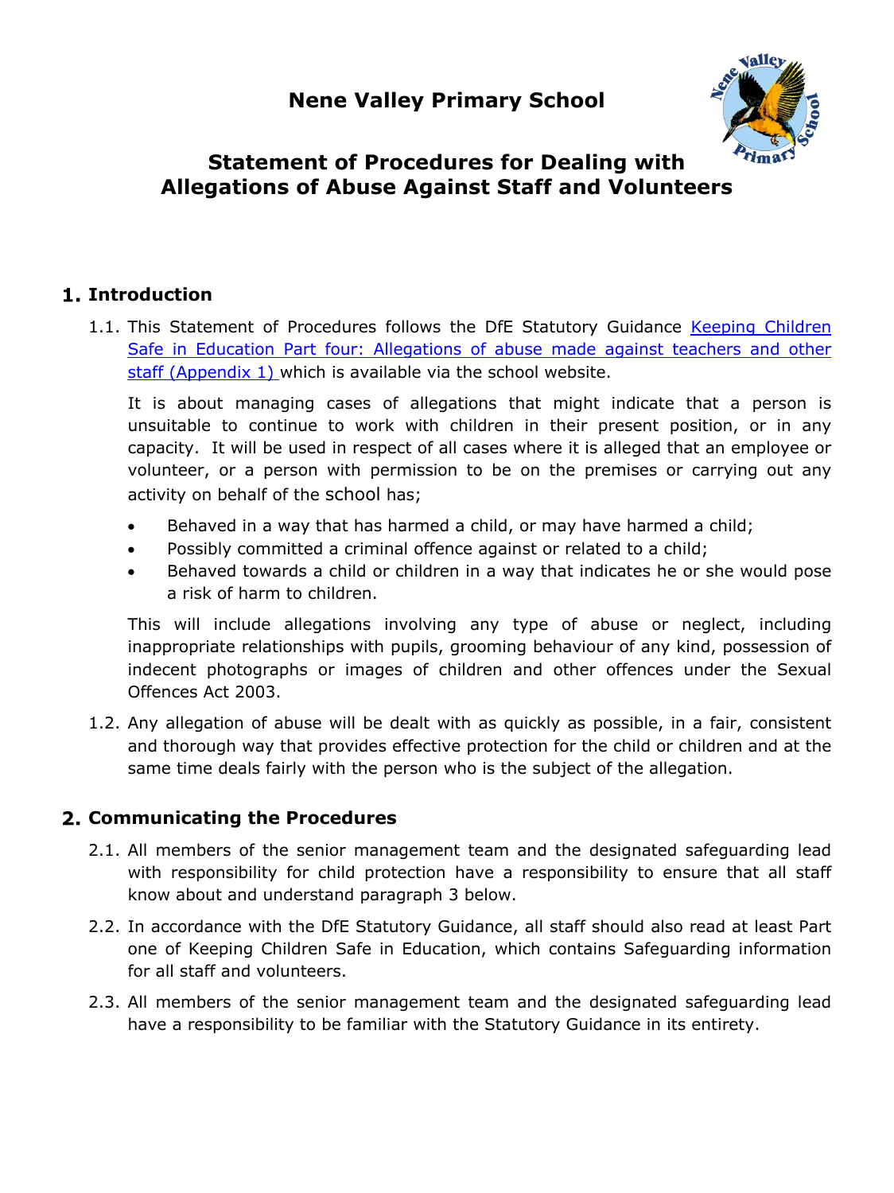# Nene Valley Primary School

## Statement of Procedures for Dealing with Allegations of Abuse Against Staff and Volunteers

## 1. Introduction

1.1. This Statement of Procedures follows the DfE Statutory Guidance Keeping Children Safe in Education Part four: Allegations of abuse made against teachers and other staff (Appendix 1) which is available via the school website.

It is about managing cases of allegations that might indicate that a person is unsuitable to continue to work with children in their present position, or in any capacity. It will be used in respect of all cases where it is alleged that an employee or volunteer, or a person with permission to be on the premises or carrying out any activity on behalf of the school has;

- Behaved in a way that has harmed a child, or may have harmed a child;
- Possibly committed a criminal offence against or related to a child;
- Behaved towards a child or children in a way that indicates he or she would pose a risk of harm to children.

This will include allegations involving any type of abuse or neglect, including inappropriate relationships with pupils, grooming behaviour of any kind, possession of indecent photographs or images of children and other offences under the Sexual Offences Act 2003.

1.2. Any allegation of abuse will be dealt with as quickly as possible, in a fair, consistent and thorough way that provides effective protection for the child or children and at the same time deals fairly with the person who is the subject of the allegation.

## 2. Communicating the Procedures

2.1. All members of the senior management team and the designated safeguarding lead with responsibility for child protection have a responsibility to ensure that all staff know about and understand paragraph 3 below.

2.2. In accordance with the DfE Statutory Guidance, all staff should also read at least Part one of Keeping Children Safe in Education, which contains Safeguarding information for all staff and volunteers.

2.3. All members of the senior management team and the designated safeguarding lead have a responsibility to be familiar with the Statutory Guidance in its entirety.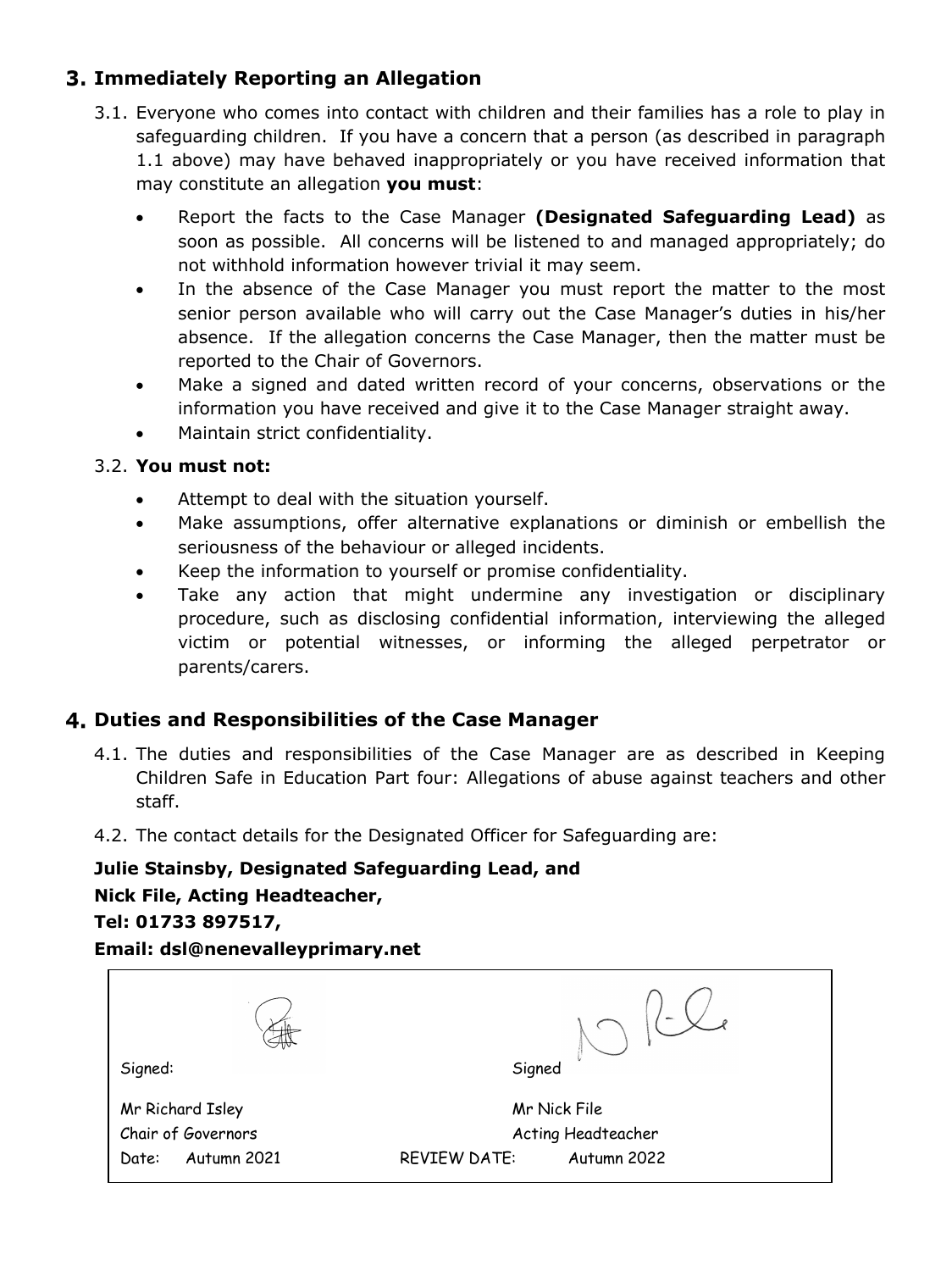## 3. Immediately Reporting an Allegation

3.1. Everyone who comes into contact with children and their families has a role to play in safeguarding children. If you have a concern that a person (as described in paragraph 1.1 above) may have behaved inappropriately or you have received information that may constitute an allegation **you must**:

- Report the facts to the Case Manager **(Designated Safeguarding Lead)** as soon as possible. All concerns will be listened to and managed appropriately; do not withhold information however trivial it may seem.
- In the absence of the Case Manager you must report the matter to the most senior person available who will carry out the Case Manager's duties in his/her absence. If the allegation concerns the Case Manager, then the matter must be reported to the Chair of Governors.
- Make a signed and dated written record of your concerns, observations or the information you have received and give it to the Case Manager straight away.
- Maintain strict confidentiality.

3.2. **You must not:**

- Attempt to deal with the situation yourself.
- Make assumptions, offer alternative explanations or diminish or embellish the seriousness of the behaviour or alleged incidents.
- Keep the information to yourself or promise confidentiality.
- Take any action that might undermine any investigation or disciplinary procedure, such as disclosing confidential information, interviewing the alleged victim or potential witnesses, or informing the alleged perpetrator or parents/carers.

## 4. Duties and Responsibilities of the Case Manager

4.1. The duties and responsibilities of the Case Manager are as described in Keeping Children Safe in Education Part four: Allegations of abuse against teachers and other staff.

4.2. The contact details for the Designated Officer for Safeguarding are:

**Julie Stainsby, Designated Safeguarding Lead, and**
**Nick File, Acting Headteacher,**
**Tel: 01733 897517,**
**Email: dsl@nenevalleyprimary.net**

| Signed: | Signed |
|---|---|
| Mr Richard Isley | Mr Nick File |
| Chair of Governors | Acting Headteacher |
| Date: Autumn 2021 | REVIEW DATE: Autumn 2022 |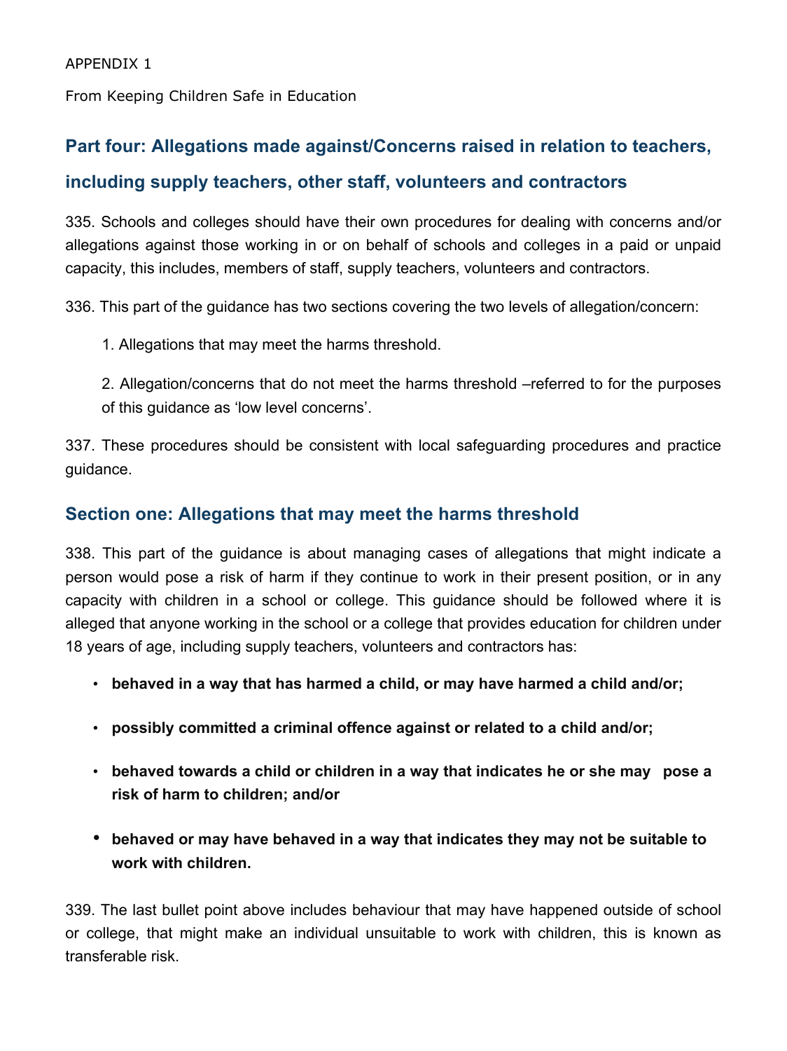APPENDIX 1

From Keeping Children Safe in Education

## Part four: Allegations made against/Concerns raised in relation to teachers, including supply teachers, other staff, volunteers and contractors

335. Schools and colleges should have their own procedures for dealing with concerns and/or allegations against those working in or on behalf of schools and colleges in a paid or unpaid capacity, this includes, members of staff, supply teachers, volunteers and contractors.

336. This part of the guidance has two sections covering the two levels of allegation/concern:

1. Allegations that may meet the harms threshold.

2. Allegation/concerns that do not meet the harms threshold –referred to for the purposes of this guidance as 'low level concerns'.

337. These procedures should be consistent with local safeguarding procedures and practice guidance.

### Section one: Allegations that may meet the harms threshold

338. This part of the guidance is about managing cases of allegations that might indicate a person would pose a risk of harm if they continue to work in their present position, or in any capacity with children in a school or college. This guidance should be followed where it is alleged that anyone working in the school or a college that provides education for children under 18 years of age, including supply teachers, volunteers and contractors has:

- **behaved in a way that has harmed a child, or may have harmed a child and/or;**
- **possibly committed a criminal offence against or related to a child and/or;**
- **behaved towards a child or children in a way that indicates he or she may pose a risk of harm to children; and/or**
- **behaved or may have behaved in a way that indicates they may not be suitable to work with children.**

339. The last bullet point above includes behaviour that may have happened outside of school or college, that might make an individual unsuitable to work with children, this is known as transferable risk.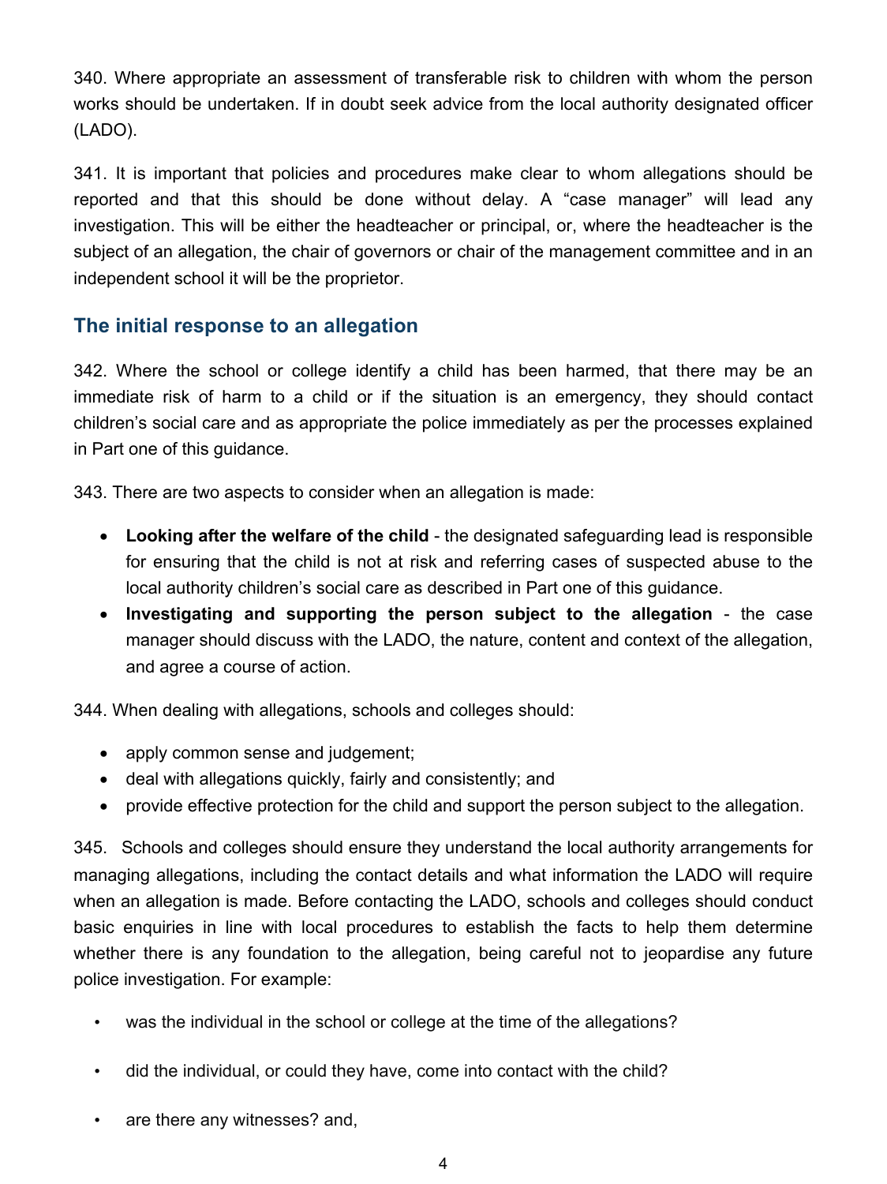340. Where appropriate an assessment of transferable risk to children with whom the person works should be undertaken. If in doubt seek advice from the local authority designated officer (LADO).

341. It is important that policies and procedures make clear to whom allegations should be reported and that this should be done without delay. A "case manager" will lead any investigation. This will be either the headteacher or principal, or, where the headteacher is the subject of an allegation, the chair of governors or chair of the management committee and in an independent school it will be the proprietor.

## The initial response to an allegation

342. Where the school or college identify a child has been harmed, that there may be an immediate risk of harm to a child or if the situation is an emergency, they should contact children's social care and as appropriate the police immediately as per the processes explained in Part one of this guidance.

343. There are two aspects to consider when an allegation is made:

- **Looking after the welfare of the child** - the designated safeguarding lead is responsible for ensuring that the child is not at risk and referring cases of suspected abuse to the local authority children's social care as described in Part one of this guidance.
- **Investigating and supporting the person subject to the allegation** - the case manager should discuss with the LADO, the nature, content and context of the allegation, and agree a course of action.

344. When dealing with allegations, schools and colleges should:

- apply common sense and judgement;
- deal with allegations quickly, fairly and consistently; and
- provide effective protection for the child and support the person subject to the allegation.

345. Schools and colleges should ensure they understand the local authority arrangements for managing allegations, including the contact details and what information the LADO will require when an allegation is made. Before contacting the LADO, schools and colleges should conduct basic enquiries in line with local procedures to establish the facts to help them determine whether there is any foundation to the allegation, being careful not to jeopardise any future police investigation. For example:

- was the individual in the school or college at the time of the allegations?
- did the individual, or could they have, come into contact with the child?
- are there any witnesses? and,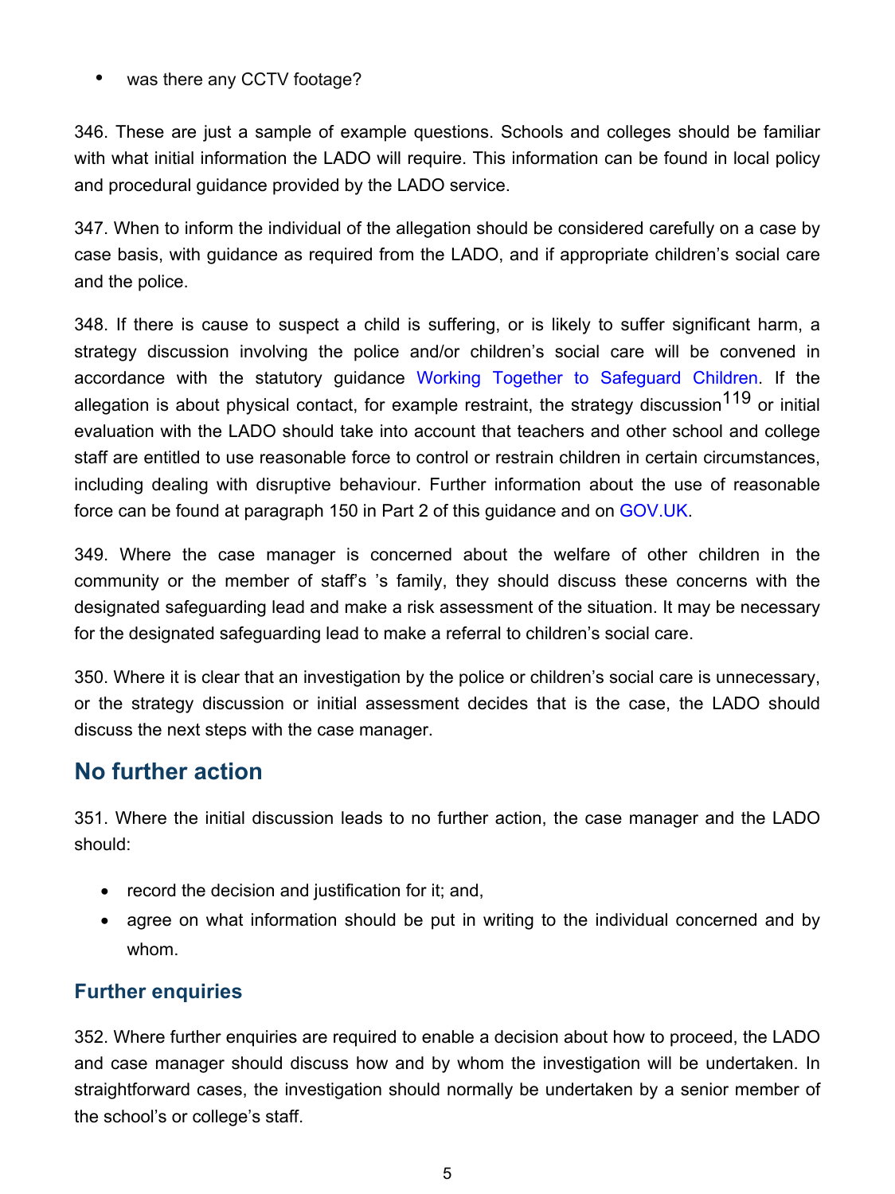- was there any CCTV footage?

346. These are just a sample of example questions. Schools and colleges should be familiar with what initial information the LADO will require. This information can be found in local policy and procedural guidance provided by the LADO service.

347. When to inform the individual of the allegation should be considered carefully on a case by case basis, with guidance as required from the LADO, and if appropriate children's social care and the police.

348. If there is cause to suspect a child is suffering, or is likely to suffer significant harm, a strategy discussion involving the police and/or children's social care will be convened in accordance with the statutory guidance Working Together to Safeguard Children. If the allegation is about physical contact, for example restraint, the strategy discussion[119] or initial evaluation with the LADO should take into account that teachers and other school and college staff are entitled to use reasonable force to control or restrain children in certain circumstances, including dealing with disruptive behaviour. Further information about the use of reasonable force can be found at paragraph 150 in Part 2 of this guidance and on GOV.UK.

349. Where the case manager is concerned about the welfare of other children in the community or the member of staff's 's family, they should discuss these concerns with the designated safeguarding lead and make a risk assessment of the situation. It may be necessary for the designated safeguarding lead to make a referral to children's social care.

350. Where it is clear that an investigation by the police or children's social care is unnecessary, or the strategy discussion or initial assessment decides that is the case, the LADO should discuss the next steps with the case manager.

## No further action

351. Where the initial discussion leads to no further action, the case manager and the LADO should:

- record the decision and justification for it; and,
- agree on what information should be put in writing to the individual concerned and by whom.

### Further enquiries

352. Where further enquiries are required to enable a decision about how to proceed, the LADO and case manager should discuss how and by whom the investigation will be undertaken. In straightforward cases, the investigation should normally be undertaken by a senior member of the school's or college's staff.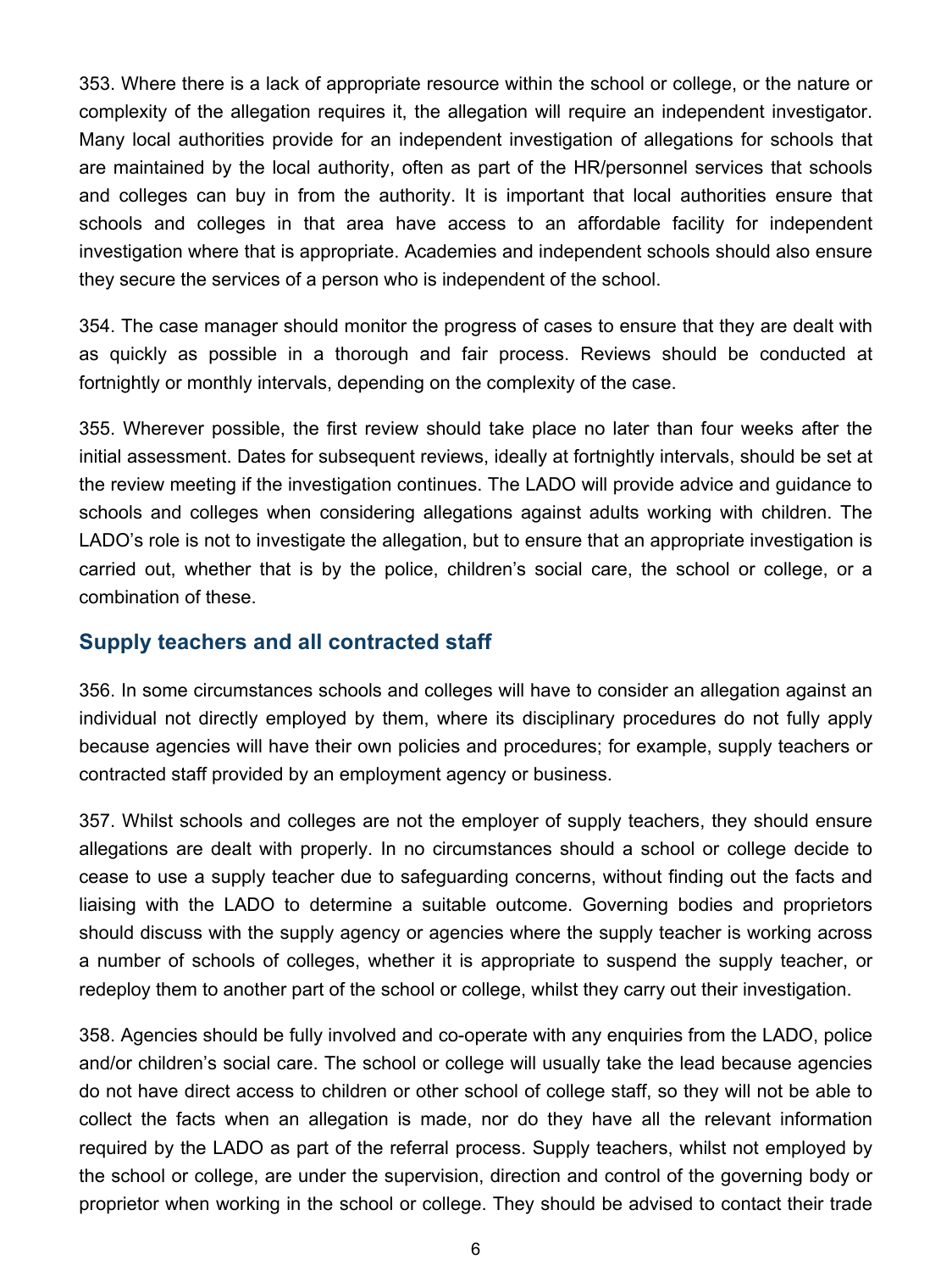353. Where there is a lack of appropriate resource within the school or college, or the nature or complexity of the allegation requires it, the allegation will require an independent investigator. Many local authorities provide for an independent investigation of allegations for schools that are maintained by the local authority, often as part of the HR/personnel services that schools and colleges can buy in from the authority. It is important that local authorities ensure that schools and colleges in that area have access to an affordable facility for independent investigation where that is appropriate. Academies and independent schools should also ensure they secure the services of a person who is independent of the school.

354. The case manager should monitor the progress of cases to ensure that they are dealt with as quickly as possible in a thorough and fair process. Reviews should be conducted at fortnightly or monthly intervals, depending on the complexity of the case.

355. Wherever possible, the first review should take place no later than four weeks after the initial assessment. Dates for subsequent reviews, ideally at fortnightly intervals, should be set at the review meeting if the investigation continues. The LADO will provide advice and guidance to schools and colleges when considering allegations against adults working with children. The LADO's role is not to investigate the allegation, but to ensure that an appropriate investigation is carried out, whether that is by the police, children's social care, the school or college, or a combination of these.

## Supply teachers and all contracted staff

356. In some circumstances schools and colleges will have to consider an allegation against an individual not directly employed by them, where its disciplinary procedures do not fully apply because agencies will have their own policies and procedures; for example, supply teachers or contracted staff provided by an employment agency or business.

357. Whilst schools and colleges are not the employer of supply teachers, they should ensure allegations are dealt with properly. In no circumstances should a school or college decide to cease to use a supply teacher due to safeguarding concerns, without finding out the facts and liaising with the LADO to determine a suitable outcome. Governing bodies and proprietors should discuss with the supply agency or agencies where the supply teacher is working across a number of schools of colleges, whether it is appropriate to suspend the supply teacher, or redeploy them to another part of the school or college, whilst they carry out their investigation.

358. Agencies should be fully involved and co-operate with any enquiries from the LADO, police and/or children's social care. The school or college will usually take the lead because agencies do not have direct access to children or other school of college staff, so they will not be able to collect the facts when an allegation is made, nor do they have all the relevant information required by the LADO as part of the referral process. Supply teachers, whilst not employed by the school or college, are under the supervision, direction and control of the governing body or proprietor when working in the school or college. They should be advised to contact their trade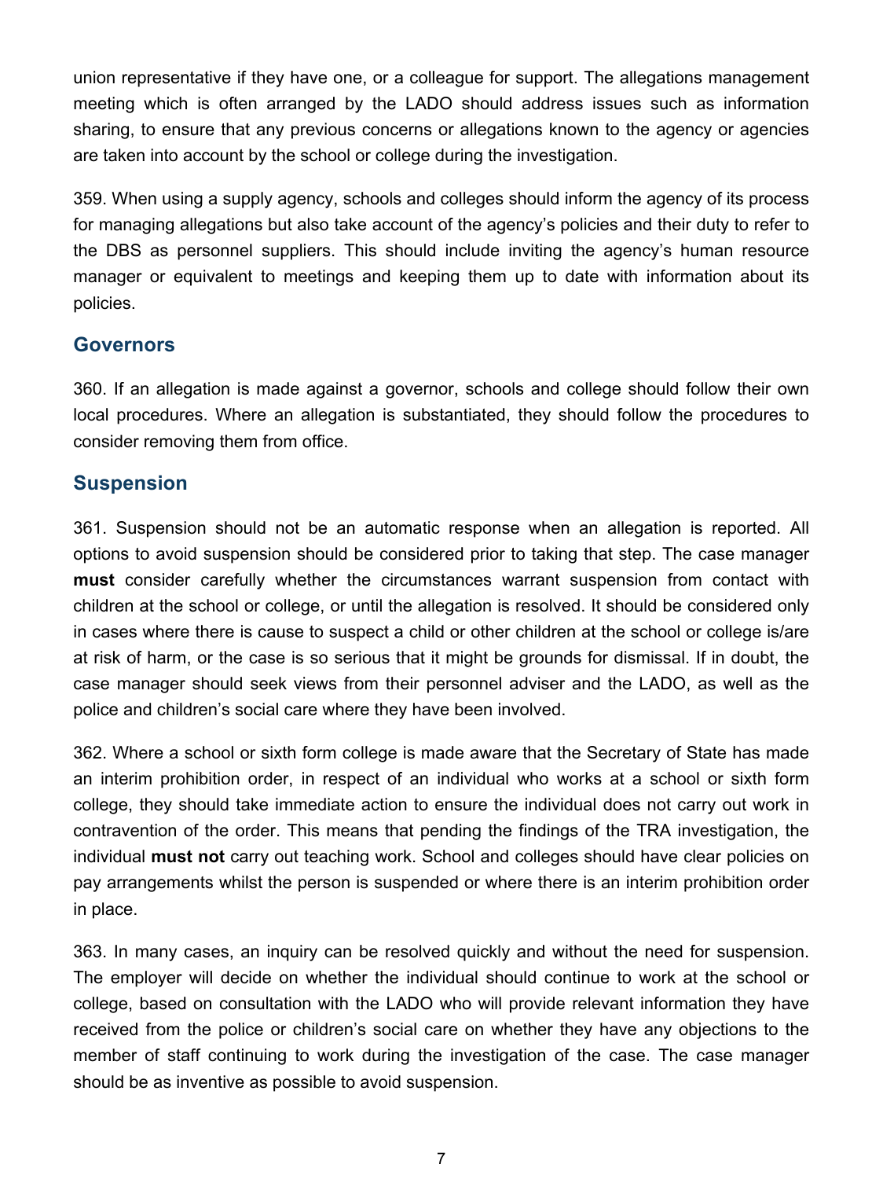union representative if they have one, or a colleague for support. The allegations management meeting which is often arranged by the LADO should address issues such as information sharing, to ensure that any previous concerns or allegations known to the agency or agencies are taken into account by the school or college during the investigation.

359. When using a supply agency, schools and colleges should inform the agency of its process for managing allegations but also take account of the agency's policies and their duty to refer to the DBS as personnel suppliers. This should include inviting the agency's human resource manager or equivalent to meetings and keeping them up to date with information about its policies.

## Governors

360. If an allegation is made against a governor, schools and college should follow their own local procedures. Where an allegation is substantiated, they should follow the procedures to consider removing them from office.

## Suspension

361. Suspension should not be an automatic response when an allegation is reported. All options to avoid suspension should be considered prior to taking that step. The case manager **must** consider carefully whether the circumstances warrant suspension from contact with children at the school or college, or until the allegation is resolved. It should be considered only in cases where there is cause to suspect a child or other children at the school or college is/are at risk of harm, or the case is so serious that it might be grounds for dismissal. If in doubt, the case manager should seek views from their personnel adviser and the LADO, as well as the police and children's social care where they have been involved.

362. Where a school or sixth form college is made aware that the Secretary of State has made an interim prohibition order, in respect of an individual who works at a school or sixth form college, they should take immediate action to ensure the individual does not carry out work in contravention of the order. This means that pending the findings of the TRA investigation, the individual **must not** carry out teaching work. School and colleges should have clear policies on pay arrangements whilst the person is suspended or where there is an interim prohibition order in place.

363. In many cases, an inquiry can be resolved quickly and without the need for suspension. The employer will decide on whether the individual should continue to work at the school or college, based on consultation with the LADO who will provide relevant information they have received from the police or children's social care on whether they have any objections to the member of staff continuing to work during the investigation of the case. The case manager should be as inventive as possible to avoid suspension.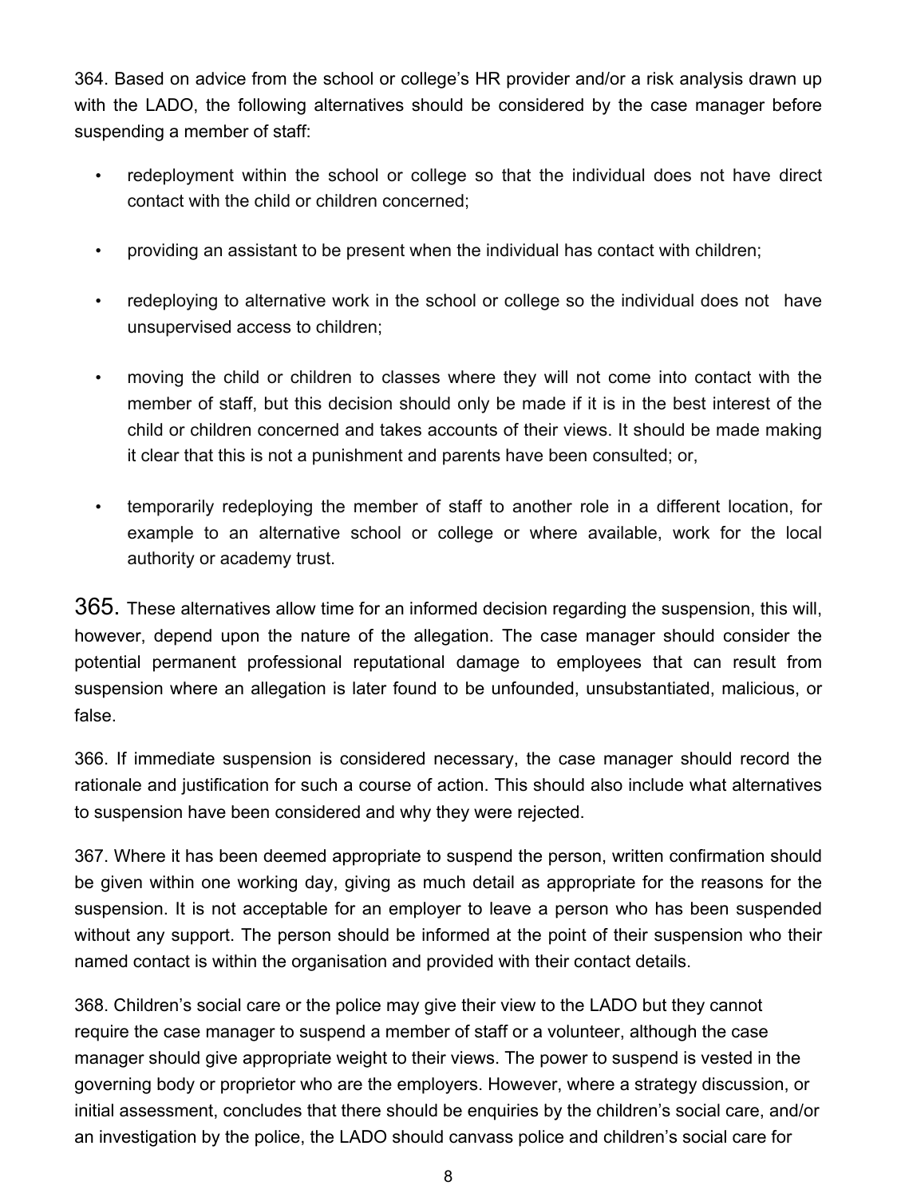364. Based on advice from the school or college's HR provider and/or a risk analysis drawn up with the LADO, the following alternatives should be considered by the case manager before suspending a member of staff:

- redeployment within the school or college so that the individual does not have direct contact with the child or children concerned;
- providing an assistant to be present when the individual has contact with children;
- redeploying to alternative work in the school or college so the individual does not have unsupervised access to children;
- moving the child or children to classes where they will not come into contact with the member of staff, but this decision should only be made if it is in the best interest of the child or children concerned and takes accounts of their views. It should be made making it clear that this is not a punishment and parents have been consulted; or,
- temporarily redeploying the member of staff to another role in a different location, for example to an alternative school or college or where available, work for the local authority or academy trust.

365. These alternatives allow time for an informed decision regarding the suspension, this will, however, depend upon the nature of the allegation. The case manager should consider the potential permanent professional reputational damage to employees that can result from suspension where an allegation is later found to be unfounded, unsubstantiated, malicious, or false.

366. If immediate suspension is considered necessary, the case manager should record the rationale and justification for such a course of action. This should also include what alternatives to suspension have been considered and why they were rejected.

367. Where it has been deemed appropriate to suspend the person, written confirmation should be given within one working day, giving as much detail as appropriate for the reasons for the suspension. It is not acceptable for an employer to leave a person who has been suspended without any support. The person should be informed at the point of their suspension who their named contact is within the organisation and provided with their contact details.

368. Children's social care or the police may give their view to the LADO but they cannot require the case manager to suspend a member of staff or a volunteer, although the case manager should give appropriate weight to their views. The power to suspend is vested in the governing body or proprietor who are the employers. However, where a strategy discussion, or initial assessment, concludes that there should be enquiries by the children's social care, and/or an investigation by the police, the LADO should canvass police and children's social care for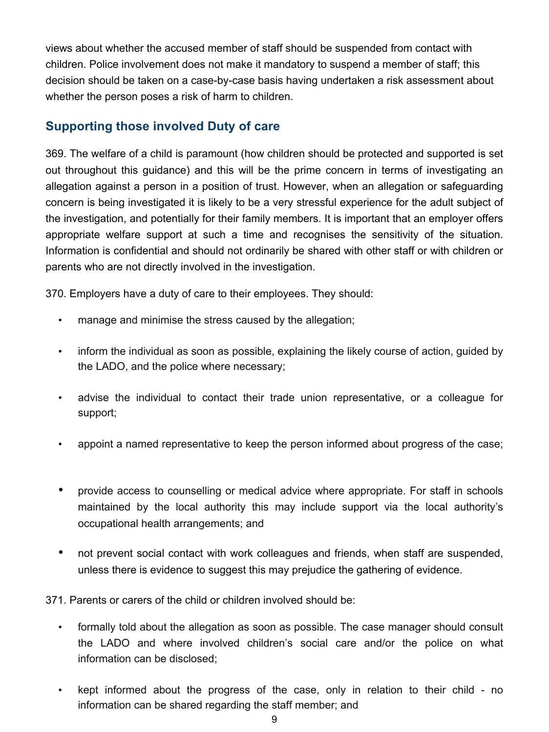views about whether the accused member of staff should be suspended from contact with children. Police involvement does not make it mandatory to suspend a member of staff; this decision should be taken on a case-by-case basis having undertaken a risk assessment about whether the person poses a risk of harm to children.

## Supporting those involved Duty of care

369. The welfare of a child is paramount (how children should be protected and supported is set out throughout this guidance) and this will be the prime concern in terms of investigating an allegation against a person in a position of trust. However, when an allegation or safeguarding concern is being investigated it is likely to be a very stressful experience for the adult subject of the investigation, and potentially for their family members. It is important that an employer offers appropriate welfare support at such a time and recognises the sensitivity of the situation. Information is confidential and should not ordinarily be shared with other staff or with children or parents who are not directly involved in the investigation.

370. Employers have a duty of care to their employees. They should:

- manage and minimise the stress caused by the allegation;
- inform the individual as soon as possible, explaining the likely course of action, guided by the LADO, and the police where necessary;
- advise the individual to contact their trade union representative, or a colleague for support;
- appoint a named representative to keep the person informed about progress of the case;
- provide access to counselling or medical advice where appropriate. For staff in schools maintained by the local authority this may include support via the local authority's occupational health arrangements; and
- not prevent social contact with work colleagues and friends, when staff are suspended, unless there is evidence to suggest this may prejudice the gathering of evidence.

371. Parents or carers of the child or children involved should be:

- formally told about the allegation as soon as possible. The case manager should consult the LADO and where involved children's social care and/or the police on what information can be disclosed;
- kept informed about the progress of the case, only in relation to their child - no information can be shared regarding the staff member; and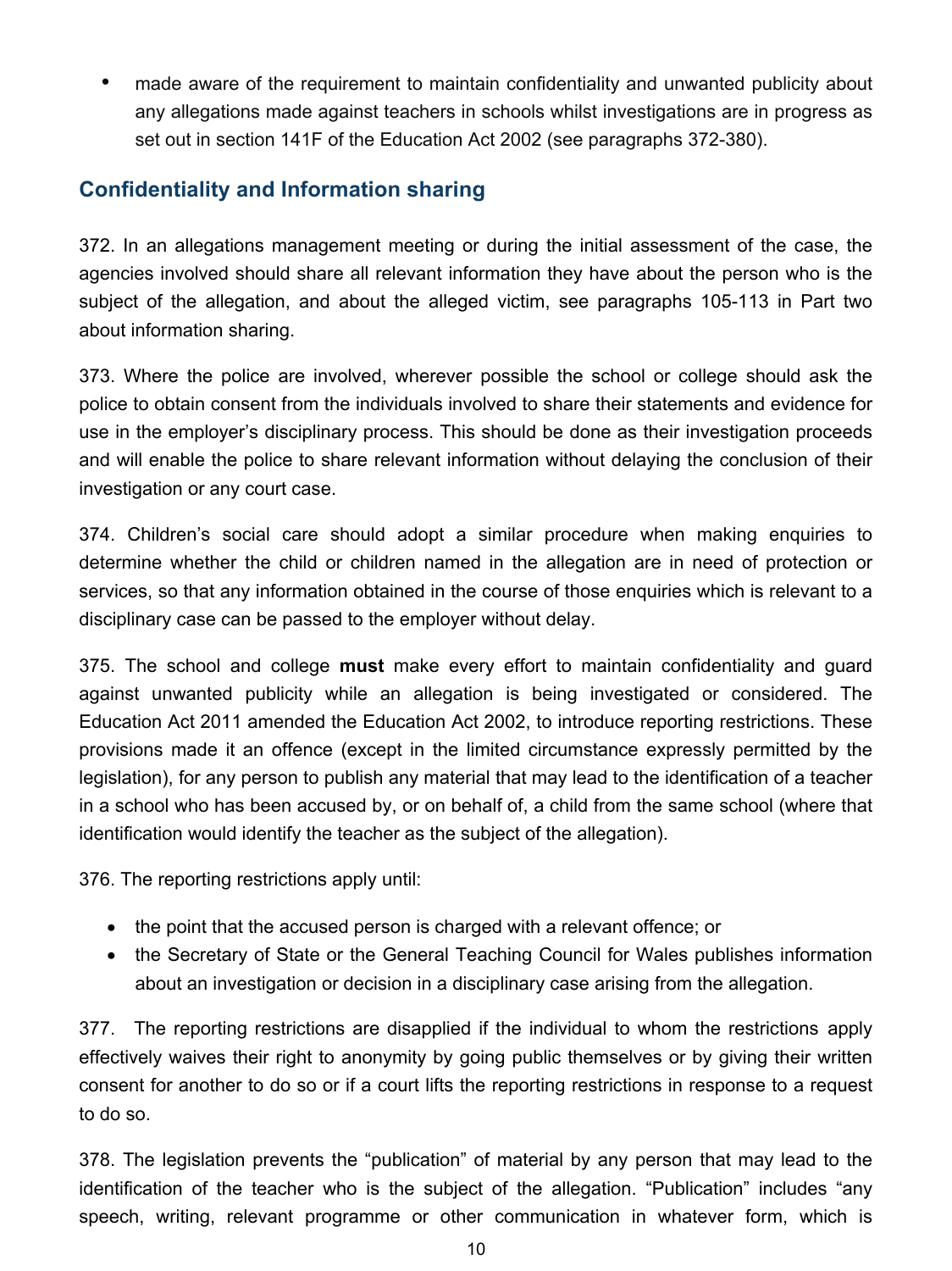- made aware of the requirement to maintain confidentiality and unwanted publicity about any allegations made against teachers in schools whilst investigations are in progress as set out in section 141F of the Education Act 2002 (see paragraphs 372-380).

## Confidentiality and Information sharing

372. In an allegations management meeting or during the initial assessment of the case, the agencies involved should share all relevant information they have about the person who is the subject of the allegation, and about the alleged victim, see paragraphs 105-113 in Part two about information sharing.

373. Where the police are involved, wherever possible the school or college should ask the police to obtain consent from the individuals involved to share their statements and evidence for use in the employer's disciplinary process. This should be done as their investigation proceeds and will enable the police to share relevant information without delaying the conclusion of their investigation or any court case.

374. Children's social care should adopt a similar procedure when making enquiries to determine whether the child or children named in the allegation are in need of protection or services, so that any information obtained in the course of those enquiries which is relevant to a disciplinary case can be passed to the employer without delay.

375. The school and college **must** make every effort to maintain confidentiality and guard against unwanted publicity while an allegation is being investigated or considered. The Education Act 2011 amended the Education Act 2002, to introduce reporting restrictions. These provisions made it an offence (except in the limited circumstance expressly permitted by the legislation), for any person to publish any material that may lead to the identification of a teacher in a school who has been accused by, or on behalf of, a child from the same school (where that identification would identify the teacher as the subject of the allegation).

376. The reporting restrictions apply until:

- the point that the accused person is charged with a relevant offence; or
- the Secretary of State or the General Teaching Council for Wales publishes information about an investigation or decision in a disciplinary case arising from the allegation.

377. The reporting restrictions are disapplied if the individual to whom the restrictions apply effectively waives their right to anonymity by going public themselves or by giving their written consent for another to do so or if a court lifts the reporting restrictions in response to a request to do so.

378. The legislation prevents the "publication" of material by any person that may lead to the identification of the teacher who is the subject of the allegation. "Publication" includes "any speech, writing, relevant programme or other communication in whatever form, which is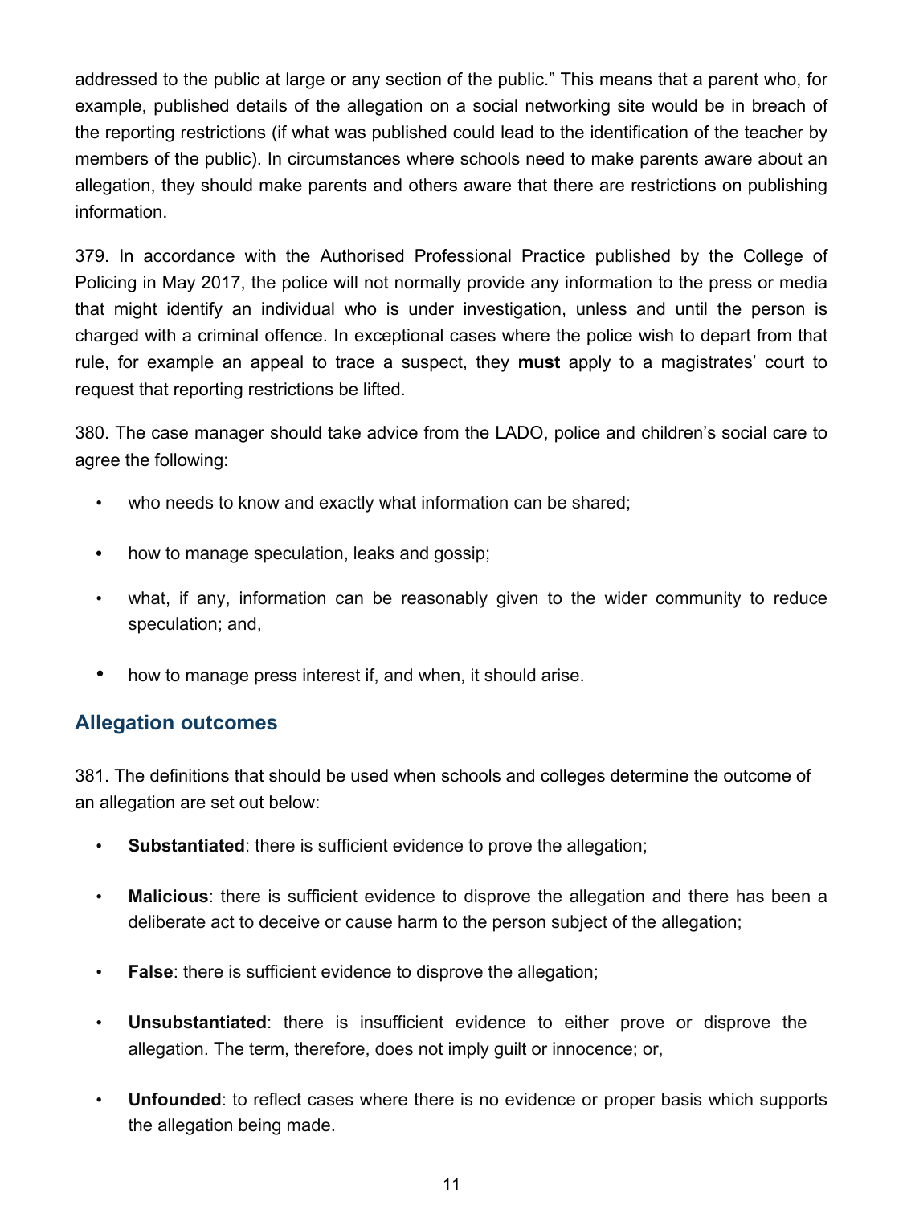addressed to the public at large or any section of the public." This means that a parent who, for example, published details of the allegation on a social networking site would be in breach of the reporting restrictions (if what was published could lead to the identification of the teacher by members of the public). In circumstances where schools need to make parents aware about an allegation, they should make parents and others aware that there are restrictions on publishing information.

379. In accordance with the Authorised Professional Practice published by the College of Policing in May 2017, the police will not normally provide any information to the press or media that might identify an individual who is under investigation, unless and until the person is charged with a criminal offence. In exceptional cases where the police wish to depart from that rule, for example an appeal to trace a suspect, they **must** apply to a magistrates' court to request that reporting restrictions be lifted.

380. The case manager should take advice from the LADO, police and children's social care to agree the following:

- who needs to know and exactly what information can be shared;
- how to manage speculation, leaks and gossip;
- what, if any, information can be reasonably given to the wider community to reduce speculation; and,
- how to manage press interest if, and when, it should arise.

## Allegation outcomes

381. The definitions that should be used when schools and colleges determine the outcome of an allegation are set out below:

- **Substantiated**: there is sufficient evidence to prove the allegation;
- **Malicious**: there is sufficient evidence to disprove the allegation and there has been a deliberate act to deceive or cause harm to the person subject of the allegation;
- **False**: there is sufficient evidence to disprove the allegation;
- **Unsubstantiated**: there is insufficient evidence to either prove or disprove the allegation. The term, therefore, does not imply guilt or innocence; or,
- **Unfounded**: to reflect cases where there is no evidence or proper basis which supports the allegation being made.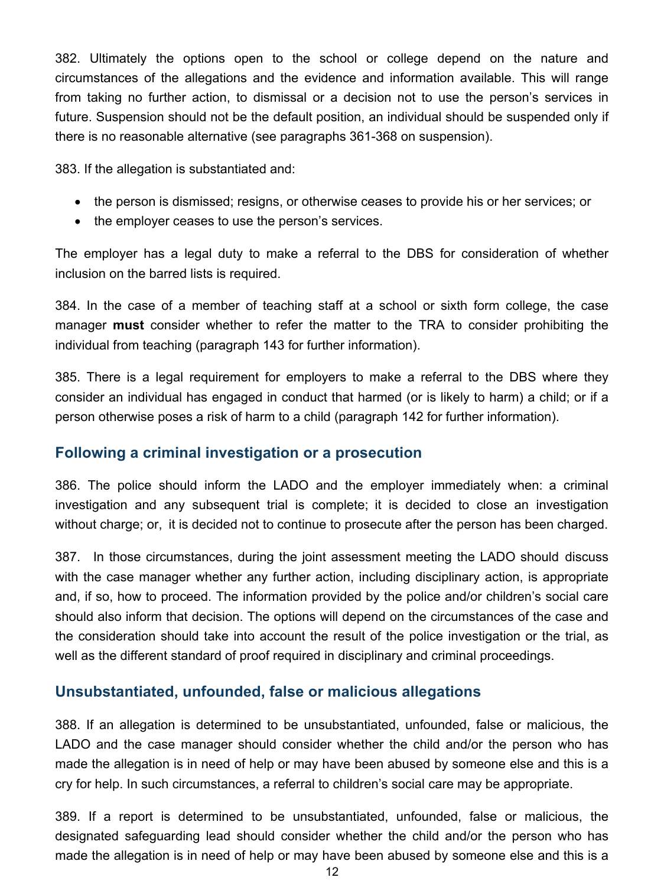382. Ultimately the options open to the school or college depend on the nature and circumstances of the allegations and the evidence and information available. This will range from taking no further action, to dismissal or a decision not to use the person's services in future. Suspension should not be the default position, an individual should be suspended only if there is no reasonable alternative (see paragraphs 361-368 on suspension).

383. If the allegation is substantiated and:

- the person is dismissed; resigns, or otherwise ceases to provide his or her services; or
- the employer ceases to use the person's services.

The employer has a legal duty to make a referral to the DBS for consideration of whether inclusion on the barred lists is required.

384. In the case of a member of teaching staff at a school or sixth form college, the case manager **must** consider whether to refer the matter to the TRA to consider prohibiting the individual from teaching (paragraph 143 for further information).

385. There is a legal requirement for employers to make a referral to the DBS where they consider an individual has engaged in conduct that harmed (or is likely to harm) a child; or if a person otherwise poses a risk of harm to a child (paragraph 142 for further information).

## Following a criminal investigation or a prosecution

386. The police should inform the LADO and the employer immediately when: a criminal investigation and any subsequent trial is complete; it is decided to close an investigation without charge; or, it is decided not to continue to prosecute after the person has been charged.

387. In those circumstances, during the joint assessment meeting the LADO should discuss with the case manager whether any further action, including disciplinary action, is appropriate and, if so, how to proceed. The information provided by the police and/or children's social care should also inform that decision. The options will depend on the circumstances of the case and the consideration should take into account the result of the police investigation or the trial, as well as the different standard of proof required in disciplinary and criminal proceedings.

## Unsubstantiated, unfounded, false or malicious allegations

388. If an allegation is determined to be unsubstantiated, unfounded, false or malicious, the LADO and the case manager should consider whether the child and/or the person who has made the allegation is in need of help or may have been abused by someone else and this is a cry for help. In such circumstances, a referral to children's social care may be appropriate.

389. If a report is determined to be unsubstantiated, unfounded, false or malicious, the designated safeguarding lead should consider whether the child and/or the person who has made the allegation is in need of help or may have been abused by someone else and this is a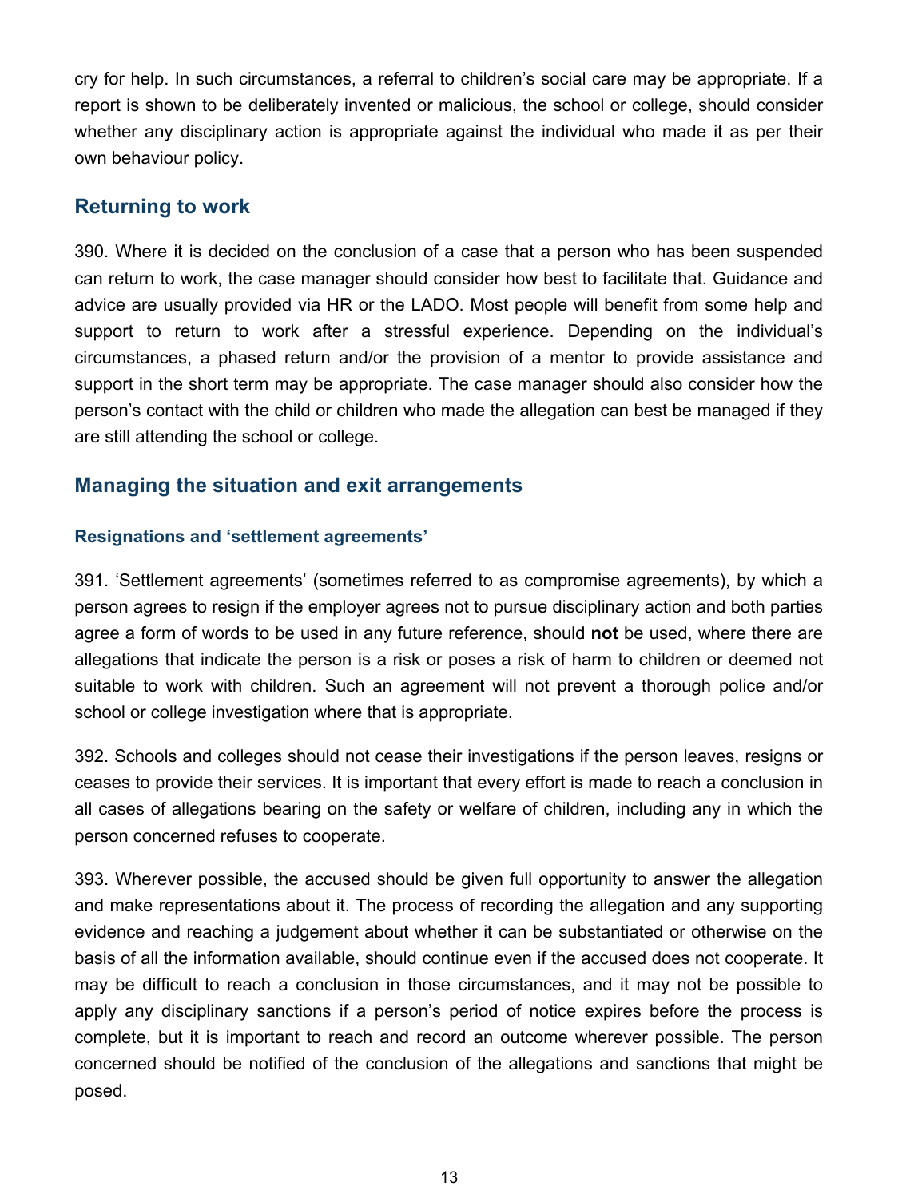cry for help. In such circumstances, a referral to children's social care may be appropriate. If a report is shown to be deliberately invented or malicious, the school or college, should consider whether any disciplinary action is appropriate against the individual who made it as per their own behaviour policy.

## Returning to work

390. Where it is decided on the conclusion of a case that a person who has been suspended can return to work, the case manager should consider how best to facilitate that. Guidance and advice are usually provided via HR or the LADO. Most people will benefit from some help and support to return to work after a stressful experience. Depending on the individual's circumstances, a phased return and/or the provision of a mentor to provide assistance and support in the short term may be appropriate. The case manager should also consider how the person's contact with the child or children who made the allegation can best be managed if they are still attending the school or college.

## Managing the situation and exit arrangements

### Resignations and 'settlement agreements'

391. 'Settlement agreements' (sometimes referred to as compromise agreements), by which a person agrees to resign if the employer agrees not to pursue disciplinary action and both parties agree a form of words to be used in any future reference, should **not** be used, where there are allegations that indicate the person is a risk or poses a risk of harm to children or deemed not suitable to work with children. Such an agreement will not prevent a thorough police and/or school or college investigation where that is appropriate.

392. Schools and colleges should not cease their investigations if the person leaves, resigns or ceases to provide their services. It is important that every effort is made to reach a conclusion in all cases of allegations bearing on the safety or welfare of children, including any in which the person concerned refuses to cooperate.

393. Wherever possible, the accused should be given full opportunity to answer the allegation and make representations about it. The process of recording the allegation and any supporting evidence and reaching a judgement about whether it can be substantiated or otherwise on the basis of all the information available, should continue even if the accused does not cooperate. It may be difficult to reach a conclusion in those circumstances, and it may not be possible to apply any disciplinary sanctions if a person's period of notice expires before the process is complete, but it is important to reach and record an outcome wherever possible. The person concerned should be notified of the conclusion of the allegations and sanctions that might be posed.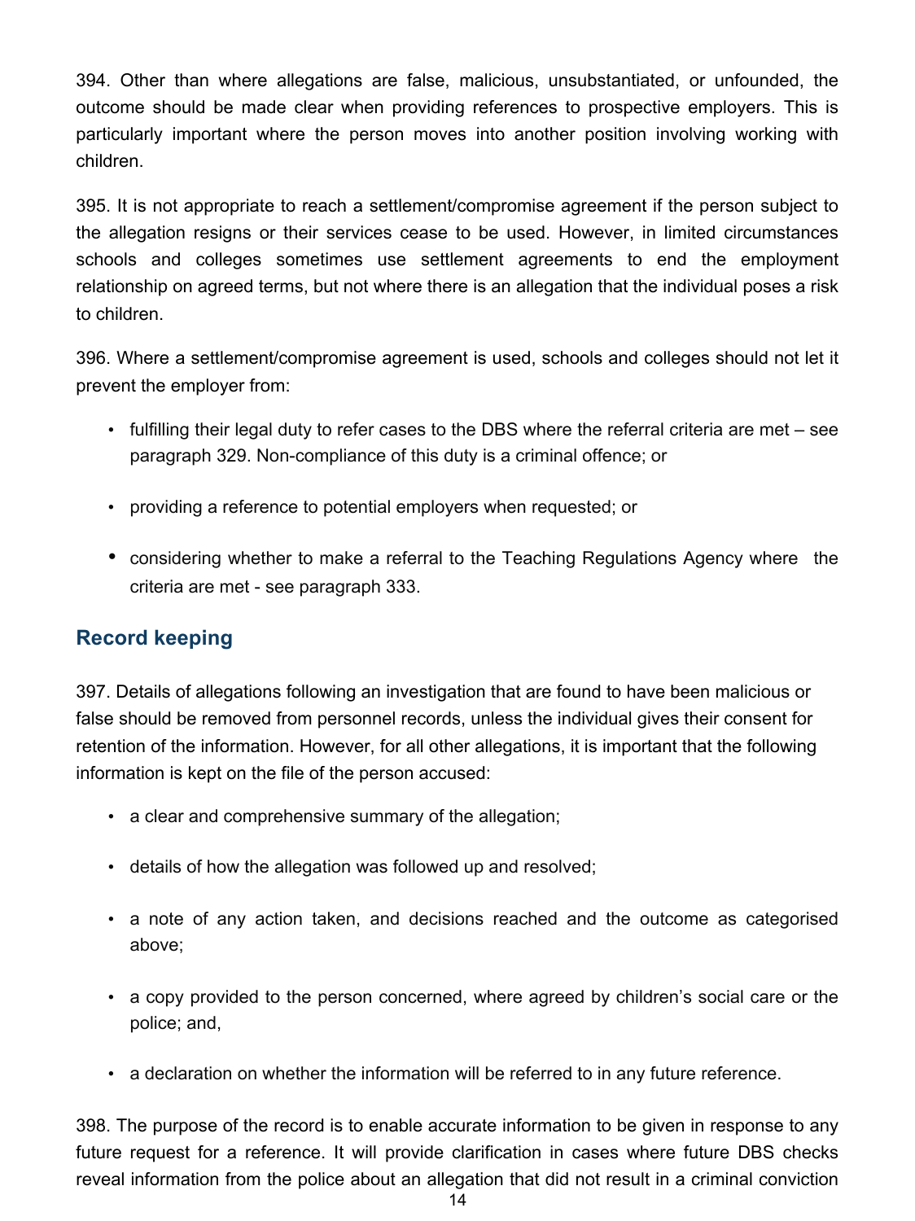394. Other than where allegations are false, malicious, unsubstantiated, or unfounded, the outcome should be made clear when providing references to prospective employers. This is particularly important where the person moves into another position involving working with children.

395. It is not appropriate to reach a settlement/compromise agreement if the person subject to the allegation resigns or their services cease to be used. However, in limited circumstances schools and colleges sometimes use settlement agreements to end the employment relationship on agreed terms, but not where there is an allegation that the individual poses a risk to children.

396. Where a settlement/compromise agreement is used, schools and colleges should not let it prevent the employer from:

- fulfilling their legal duty to refer cases to the DBS where the referral criteria are met – see paragraph 329. Non-compliance of this duty is a criminal offence; or
- providing a reference to potential employers when requested; or
- considering whether to make a referral to the Teaching Regulations Agency where the criteria are met - see paragraph 333.

## Record keeping

397. Details of allegations following an investigation that are found to have been malicious or false should be removed from personnel records, unless the individual gives their consent for retention of the information. However, for all other allegations, it is important that the following information is kept on the file of the person accused:

- a clear and comprehensive summary of the allegation;
- details of how the allegation was followed up and resolved;
- a note of any action taken, and decisions reached and the outcome as categorised above;
- a copy provided to the person concerned, where agreed by children's social care or the police; and,
- a declaration on whether the information will be referred to in any future reference.

398. The purpose of the record is to enable accurate information to be given in response to any future request for a reference. It will provide clarification in cases where future DBS checks reveal information from the police about an allegation that did not result in a criminal conviction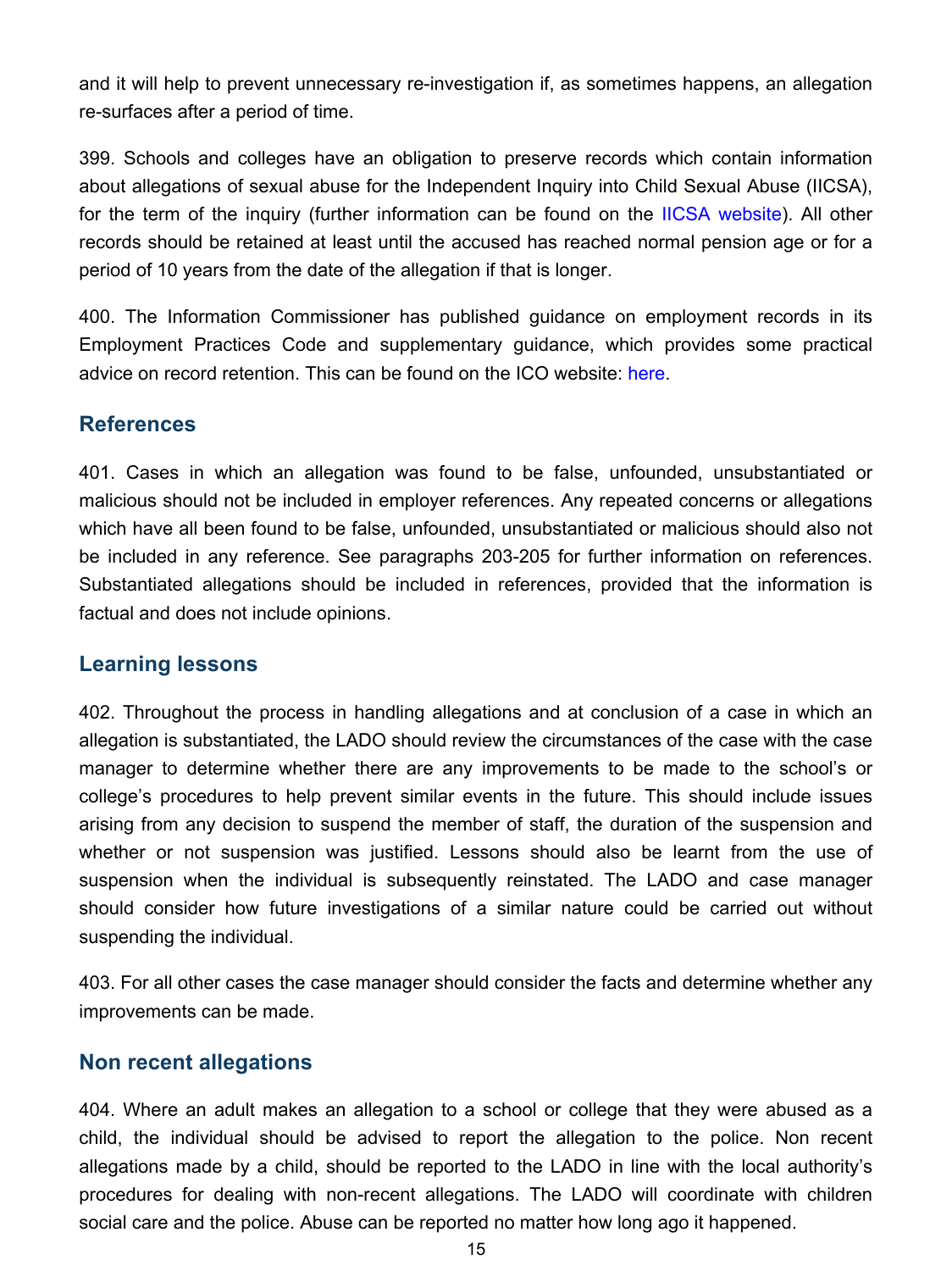and it will help to prevent unnecessary re-investigation if, as sometimes happens, an allegation re-surfaces after a period of time.

399. Schools and colleges have an obligation to preserve records which contain information about allegations of sexual abuse for the Independent Inquiry into Child Sexual Abuse (IICSA), for the term of the inquiry (further information can be found on the IICSA website). All other records should be retained at least until the accused has reached normal pension age or for a period of 10 years from the date of the allegation if that is longer.

400. The Information Commissioner has published guidance on employment records in its Employment Practices Code and supplementary guidance, which provides some practical advice on record retention. This can be found on the ICO website: here.

## References

401. Cases in which an allegation was found to be false, unfounded, unsubstantiated or malicious should not be included in employer references. Any repeated concerns or allegations which have all been found to be false, unfounded, unsubstantiated or malicious should also not be included in any reference. See paragraphs 203-205 for further information on references. Substantiated allegations should be included in references, provided that the information is factual and does not include opinions.

## Learning lessons

402. Throughout the process in handling allegations and at conclusion of a case in which an allegation is substantiated, the LADO should review the circumstances of the case with the case manager to determine whether there are any improvements to be made to the school's or college's procedures to help prevent similar events in the future. This should include issues arising from any decision to suspend the member of staff, the duration of the suspension and whether or not suspension was justified. Lessons should also be learnt from the use of suspension when the individual is subsequently reinstated. The LADO and case manager should consider how future investigations of a similar nature could be carried out without suspending the individual.

403. For all other cases the case manager should consider the facts and determine whether any improvements can be made.

## Non recent allegations

404. Where an adult makes an allegation to a school or college that they were abused as a child, the individual should be advised to report the allegation to the police. Non recent allegations made by a child, should be reported to the LADO in line with the local authority's procedures for dealing with non-recent allegations. The LADO will coordinate with children social care and the police. Abuse can be reported no matter how long ago it happened.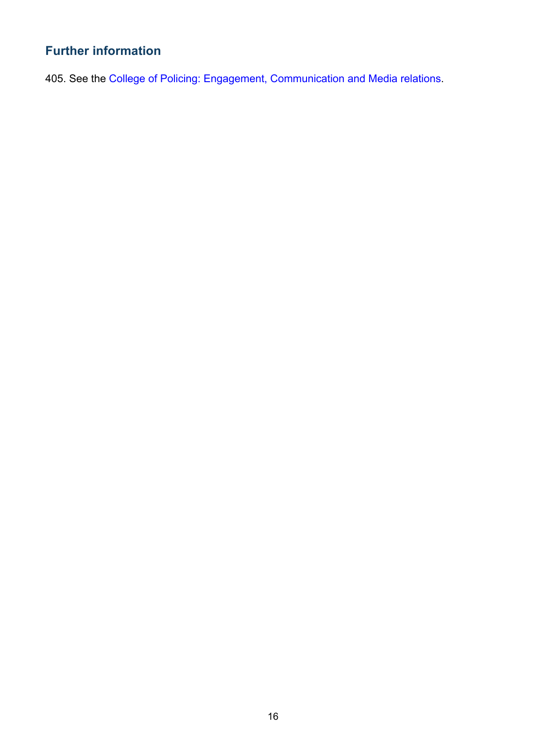## Further information

405. See the College of Policing: Engagement, Communication and Media relations.